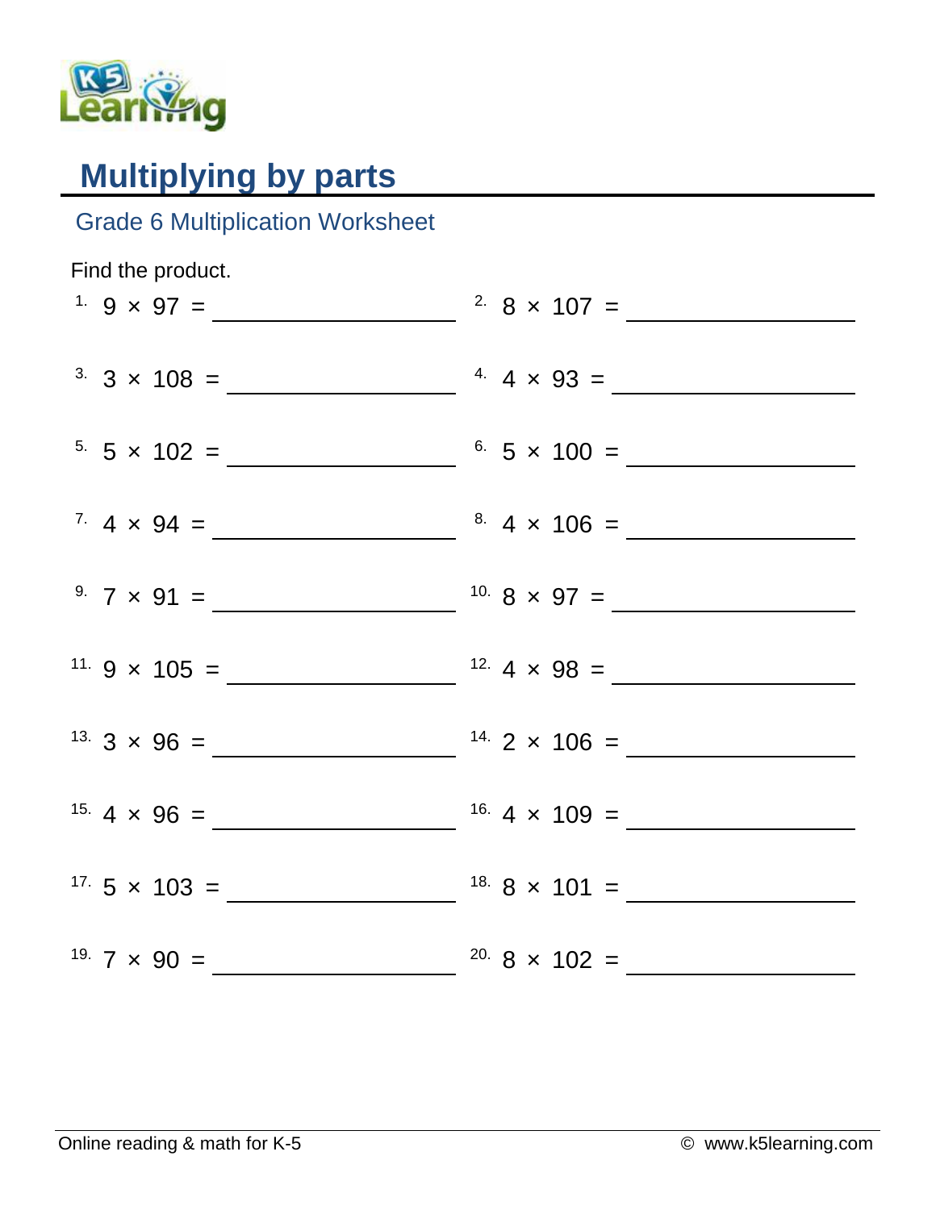# Multiplying by parts

## Grade 6 Multiplication Worksheet

Find the product.

1. $9 \times 97 =$ ____________
2. $8 \times 107 =$ ____________
3. $3 \times 108 =$ ____________
4. $4 \times 93 =$ ____________
5. $5 \times 102 =$ ____________
6. $5 \times 100 =$ ____________
7. $4 \times 94 =$ ____________
8. $4 \times 106 =$ ____________
9. $7 \times 91 =$ ____________
10. $8 \times 97 =$ ____________
11. $9 \times 105 =$ ____________
12. $4 \times 98 =$ ____________
13. $3 \times 96 =$ ____________
14. $2 \times 106 =$ ____________
15. $4 \times 96 =$ ____________
16. $4 \times 109 =$ ____________
17. $5 \times 103 =$ ____________
18. $8 \times 101 =$ ____________
19. $7 \times 90 =$ ____________
20. $8 \times 102 =$ ____________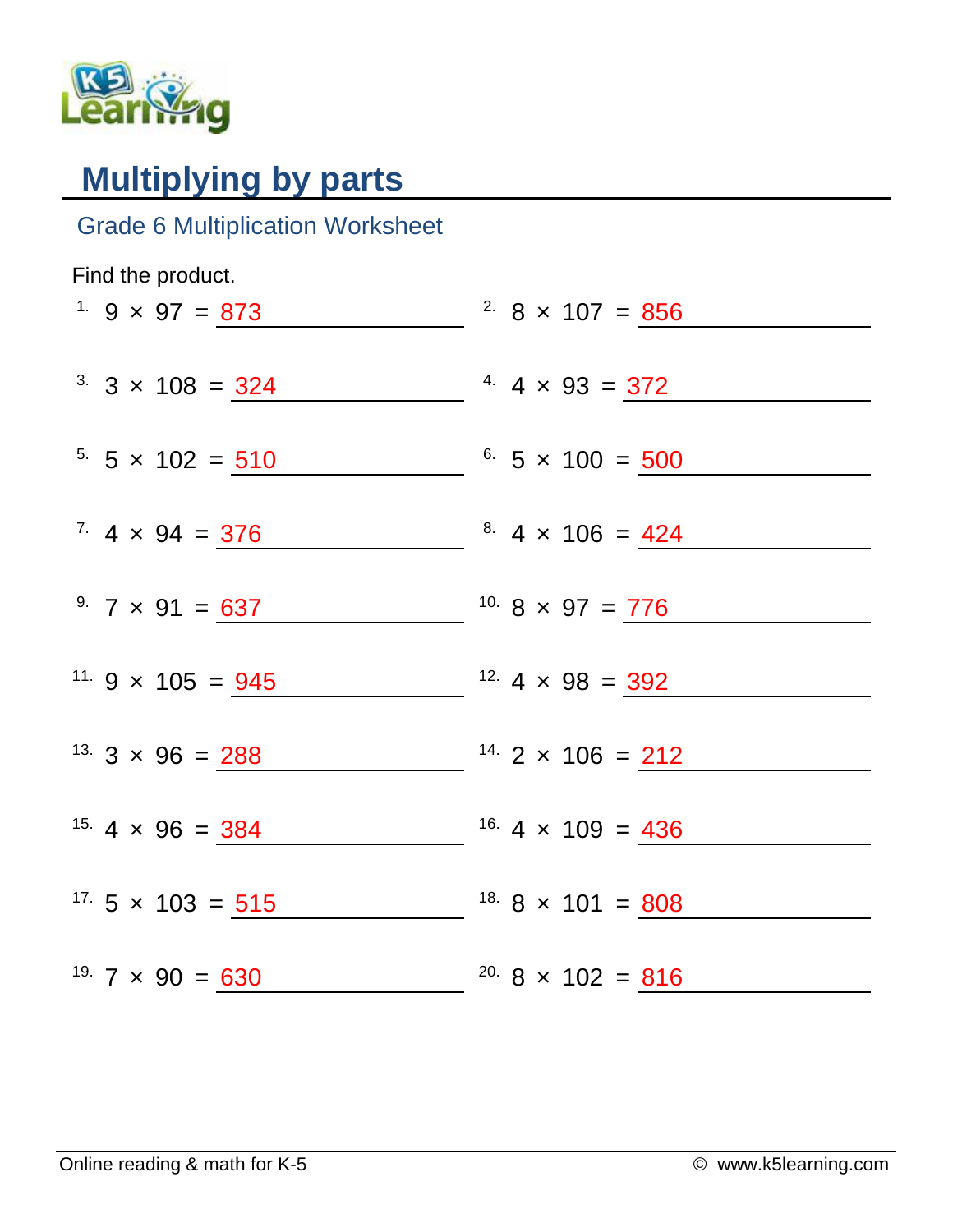# Multiplying by parts

## Grade 6 Multiplication Worksheet

Find the product.

1. $9 \times 97 = 873$
2. $8 \times 107 = 856$
3. $3 \times 108 = 324$
4. $4 \times 93 = 372$
5. $5 \times 102 = 510$
6. $5 \times 100 = 500$
7. $4 \times 94 = 376$
8. $4 \times 106 = 424$
9. $7 \times 91 = 637$
10. $8 \times 97 = 776$
11. $9 \times 105 = 945$
12. $4 \times 98 = 392$
13. $3 \times 96 = 288$
14. $2 \times 106 = 212$
15. $4 \times 96 = 384$
16. $4 \times 109 = 436$
17. $5 \times 103 = 515$
18. $8 \times 101 = 808$
19. $7 \times 90 = 630$
20. $8 \times 102 = 816$